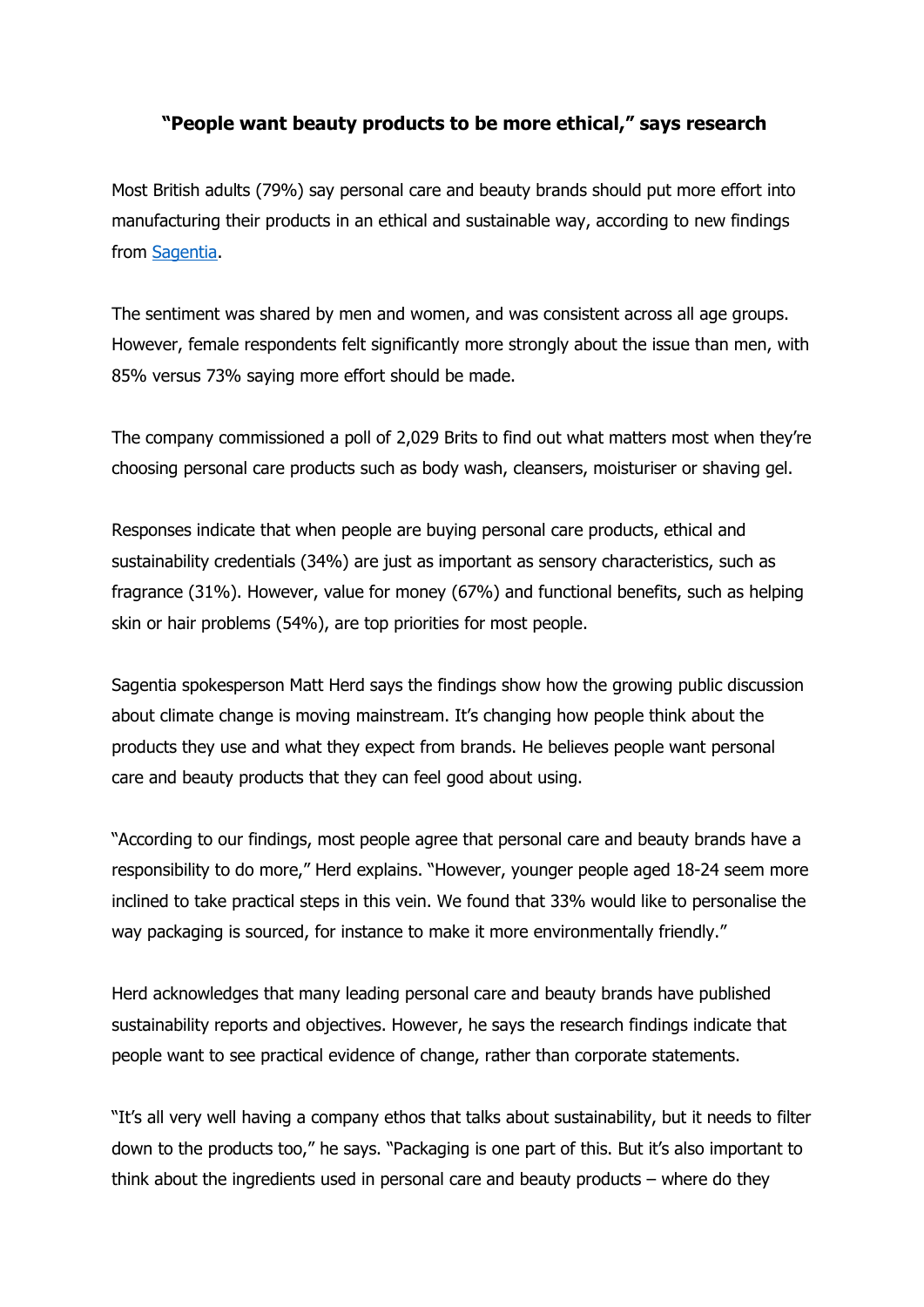# "People want beauty products to be more ethical," says research

Most British adults (79%) say personal care and beauty brands should put more effort into manufacturing their products in an ethical and sustainable way, according to new findings from [Sagentia](Sagentia).

The sentiment was shared by men and women, and was consistent across all age groups. However, female respondents felt significantly more strongly about the issue than men, with 85% versus 73% saying more effort should be made.

The company commissioned a poll of 2,029 Brits to find out what matters most when they're choosing personal care products such as body wash, cleansers, moisturiser or shaving gel.

Responses indicate that when people are buying personal care products, ethical and sustainability credentials (34%) are just as important as sensory characteristics, such as fragrance (31%). However, value for money (67%) and functional benefits, such as helping skin or hair problems (54%), are top priorities for most people.

Sagentia spokesperson Matt Herd says the findings show how the growing public discussion about climate change is moving mainstream. It's changing how people think about the products they use and what they expect from brands. He believes people want personal care and beauty products that they can feel good about using.

"According to our findings, most people agree that personal care and beauty brands have a responsibility to do more," Herd explains. "However, younger people aged 18-24 seem more inclined to take practical steps in this vein. We found that 33% would like to personalise the way packaging is sourced, for instance to make it more environmentally friendly."

Herd acknowledges that many leading personal care and beauty brands have published sustainability reports and objectives. However, he says the research findings indicate that people want to see practical evidence of change, rather than corporate statements.

"It's all very well having a company ethos that talks about sustainability, but it needs to filter down to the products too," he says. "Packaging is one part of this. But it's also important to think about the ingredients used in personal care and beauty products – where do they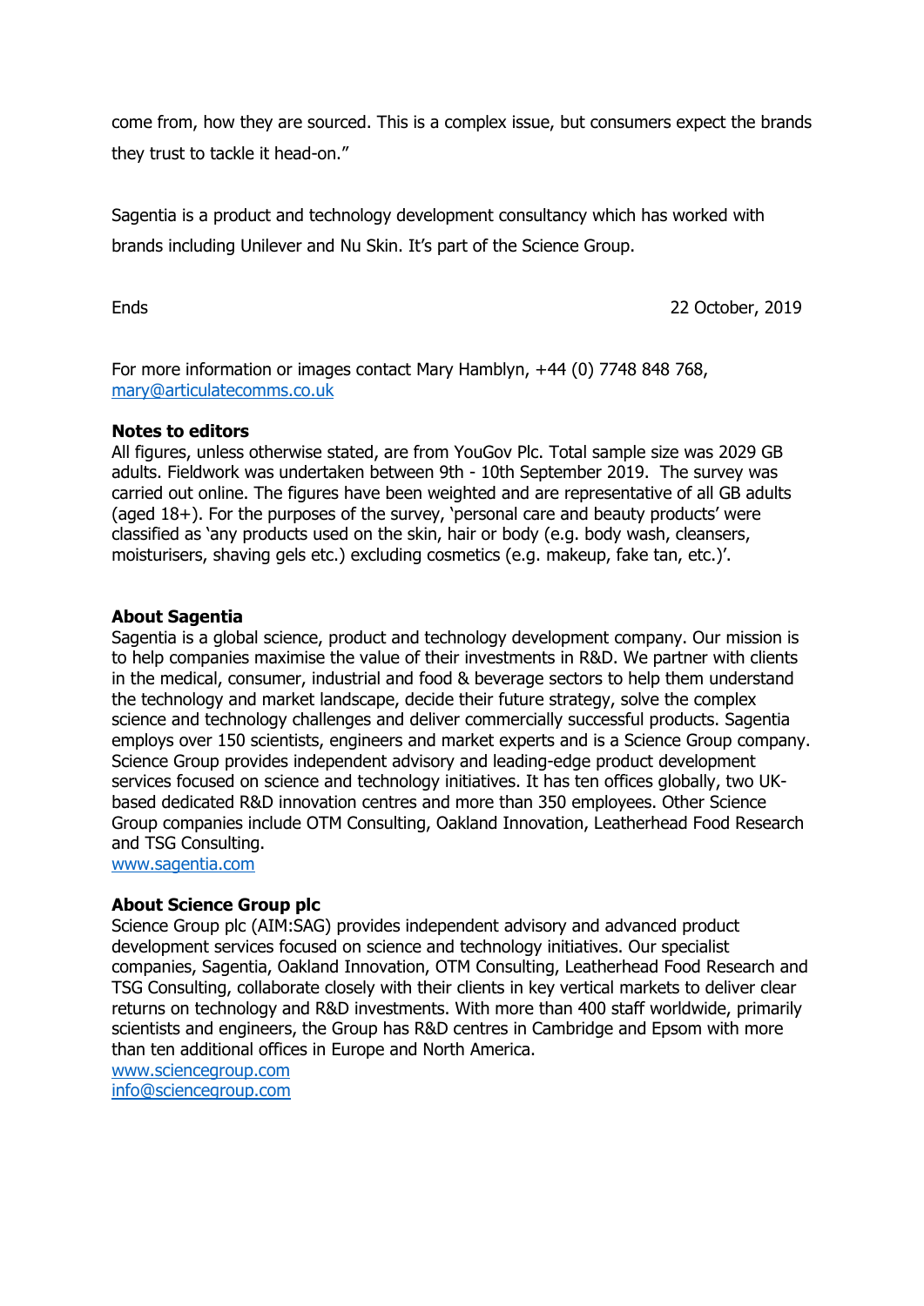come from, how they are sourced. This is a complex issue, but consumers expect the brands they trust to tackle it head-on."

Sagentia is a product and technology development consultancy which has worked with brands including Unilever and Nu Skin. It's part of the Science Group.

Ends 22 October, 2019

For more information or images contact Mary Hamblyn, +44 (0) 7748 848 768, mary@articulatecomms.co.uk

**Notes to editors**

All figures, unless otherwise stated, are from YouGov Plc. Total sample size was 2029 GB adults. Fieldwork was undertaken between 9th - 10th September 2019. The survey was carried out online. The figures have been weighted and are representative of all GB adults (aged 18+). For the purposes of the survey, 'personal care and beauty products' were classified as 'any products used on the skin, hair or body (e.g. body wash, cleansers, moisturisers, shaving gels etc.) excluding cosmetics (e.g. makeup, fake tan, etc.)'.

**About Sagentia**

Sagentia is a global science, product and technology development company. Our mission is to help companies maximise the value of their investments in R&D. We partner with clients in the medical, consumer, industrial and food & beverage sectors to help them understand the technology and market landscape, decide their future strategy, solve the complex science and technology challenges and deliver commercially successful products. Sagentia employs over 150 scientists, engineers and market experts and is a Science Group company. Science Group provides independent advisory and leading-edge product development services focused on science and technology initiatives. It has ten offices globally, two UK-based dedicated R&D innovation centres and more than 350 employees. Other Science Group companies include OTM Consulting, Oakland Innovation, Leatherhead Food Research and TSG Consulting.
www.sagentia.com

**About Science Group plc**

Science Group plc (AIM:SAG) provides independent advisory and advanced product development services focused on science and technology initiatives. Our specialist companies, Sagentia, Oakland Innovation, OTM Consulting, Leatherhead Food Research and TSG Consulting, collaborate closely with their clients in key vertical markets to deliver clear returns on technology and R&D investments. With more than 400 staff worldwide, primarily scientists and engineers, the Group has R&D centres in Cambridge and Epsom with more than ten additional offices in Europe and North America.
www.sciencegroup.com
info@sciencegroup.com